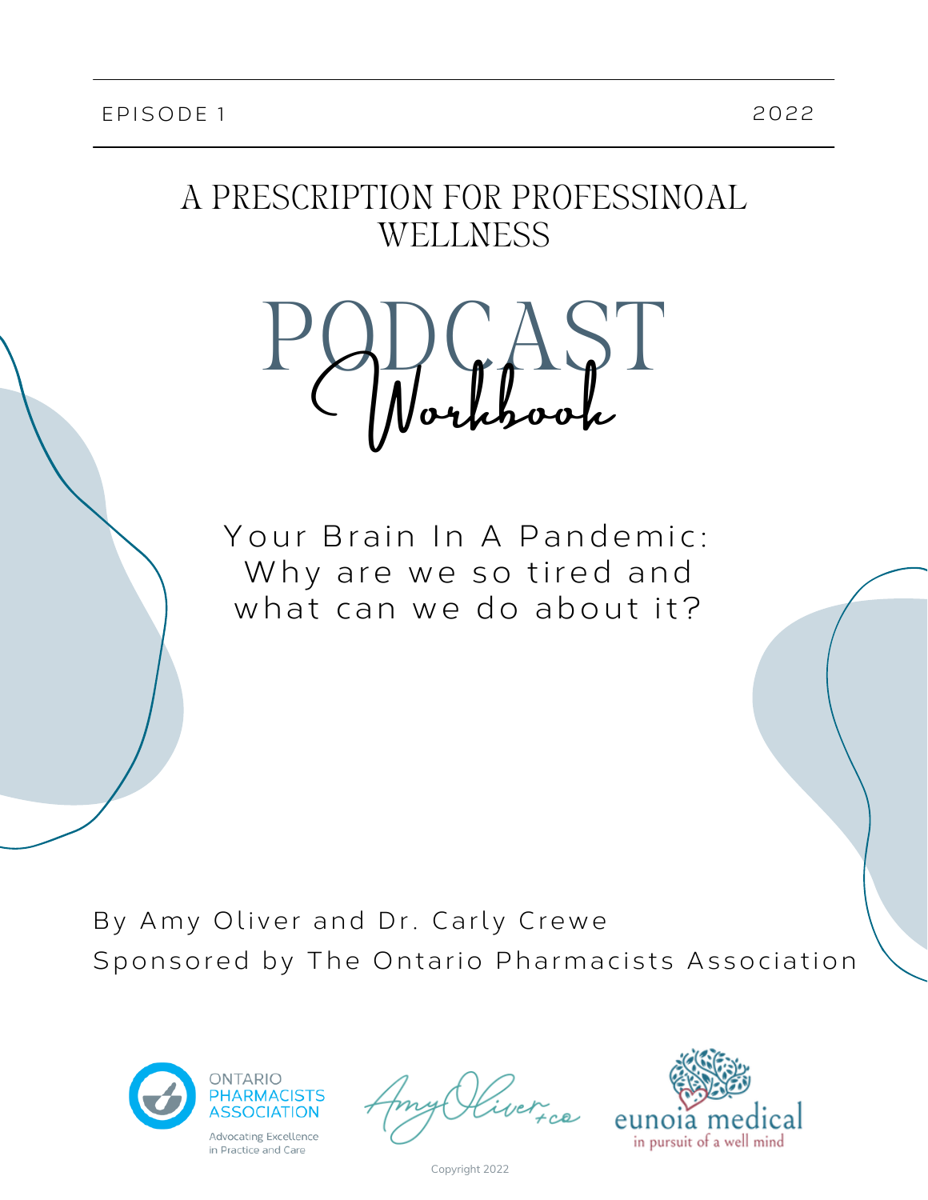EPISODE 1 2022

# A PRESCRIPTION FOR PROFESSINOAL WELLNESS

# PODCAST Workbook

## Your Brain In A Pandemic: Why are we so tired and what can we do about it?

By Amy Oliver and Dr. Carly Crewe

Sponsored by The Ontario Pharmacists Association

ONTARIO PHARMACISTS ASSOCIATION
Advocating Excellence in Practice and Care

Amy Oliver + co

eunoia medical
in pursuit of a well mind

Copyright 2022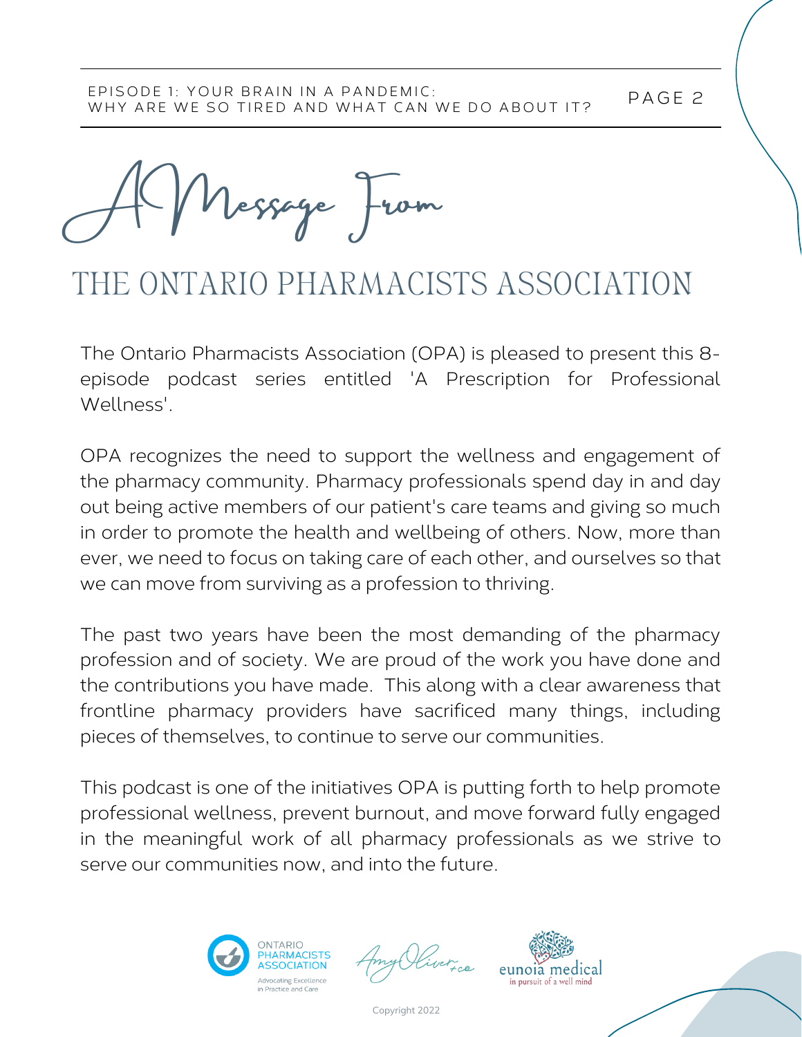# A Message From

## THE ONTARIO PHARMACISTS ASSOCIATION

The Ontario Pharmacists Association (OPA) is pleased to present this 8-episode podcast series entitled 'A Prescription for Professional Wellness'.

OPA recognizes the need to support the wellness and engagement of the pharmacy community. Pharmacy professionals spend day in and day out being active members of our patient's care teams and giving so much in order to promote the health and wellbeing of others. Now, more than ever, we need to focus on taking care of each other, and ourselves so that we can move from surviving as a profession to thriving.

The past two years have been the most demanding of the pharmacy profession and of society. We are proud of the work you have done and the contributions you have made. This along with a clear awareness that frontline pharmacy providers have sacrificed many things, including pieces of themselves, to continue to serve our communities.

This podcast is one of the initiatives OPA is putting forth to help promote professional wellness, prevent burnout, and move forward fully engaged in the meaningful work of all pharmacy professionals as we strive to serve our communities now, and into the future.

Ontario Pharmacists Association — Advocating Excellence in Practice and Care

Amy Oliver + co

eunoia medical — in pursuit of a well mind

Copyright 2022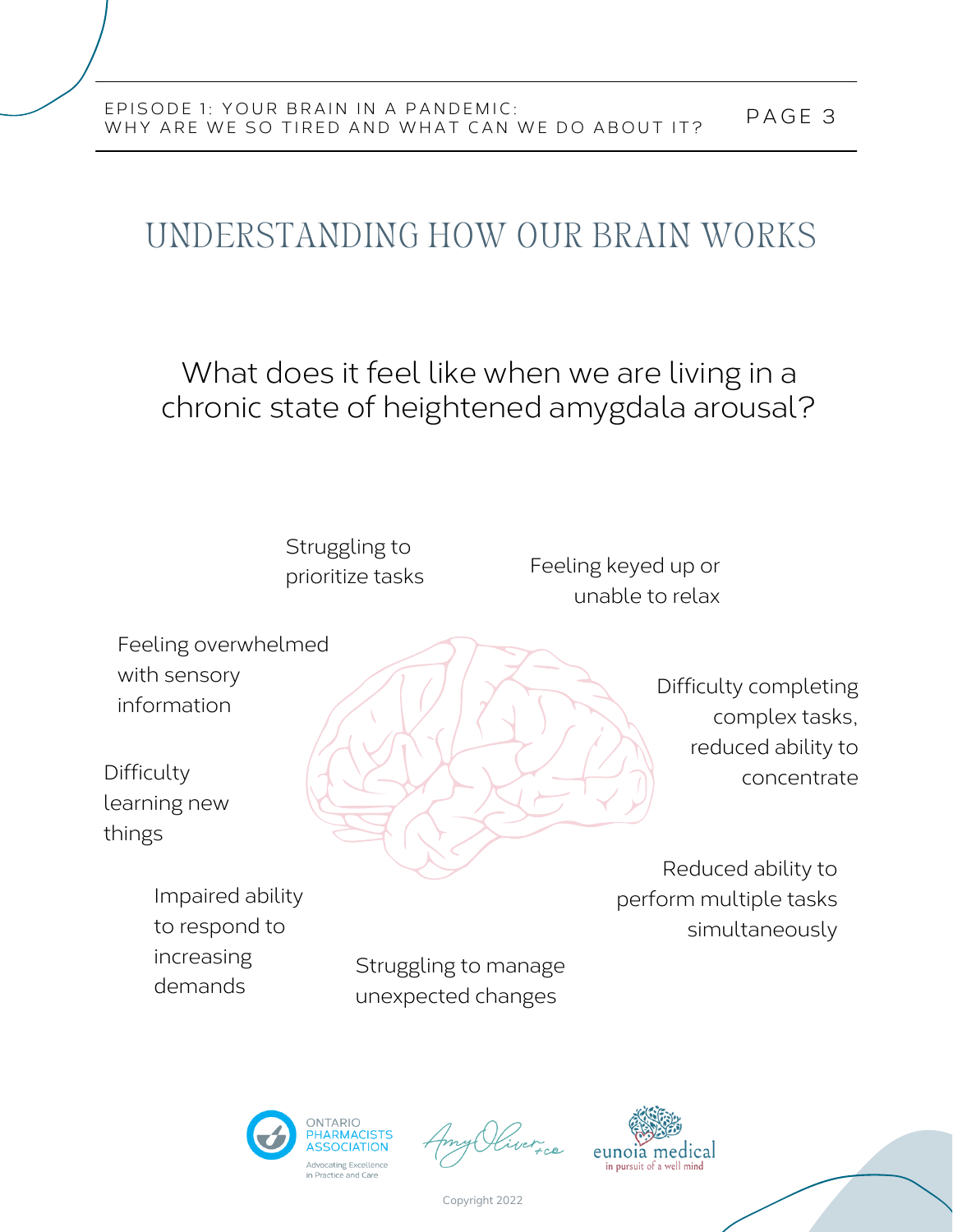# UNDERSTANDING HOW OUR BRAIN WORKS

## What does it feel like when we are living in a chronic state of heightened amygdala arousal?

- Struggling to prioritize tasks
- Feeling keyed up or unable to relax
- Feeling overwhelmed with sensory information
- Difficulty completing complex tasks, reduced ability to concentrate
- Difficulty learning new things
- Reduced ability to perform multiple tasks simultaneously
- Impaired ability to respond to increasing demands
- Struggling to manage unexpected changes

Copyright 2022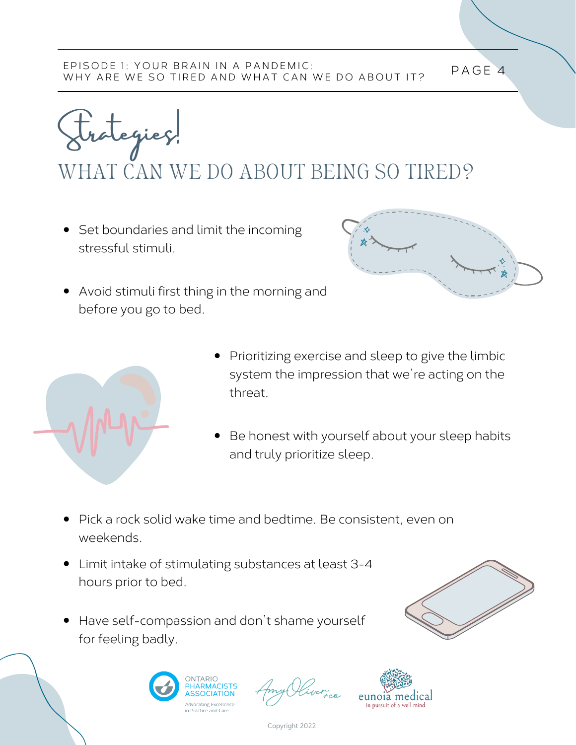# Strategies!

## WHAT CAN WE DO ABOUT BEING SO TIRED?

- Set boundaries and limit the incoming stressful stimuli.
- Avoid stimuli first thing in the morning and before you go to bed.
- Prioritizing exercise and sleep to give the limbic system the impression that we're acting on the threat.
- Be honest with yourself about your sleep habits and truly prioritize sleep.
- Pick a rock solid wake time and bedtime. Be consistent, even on weekends.
- Limit intake of stimulating substances at least 3-4 hours prior to bed.
- Have self-compassion and don't shame yourself for feeling badly.

Copyright 2022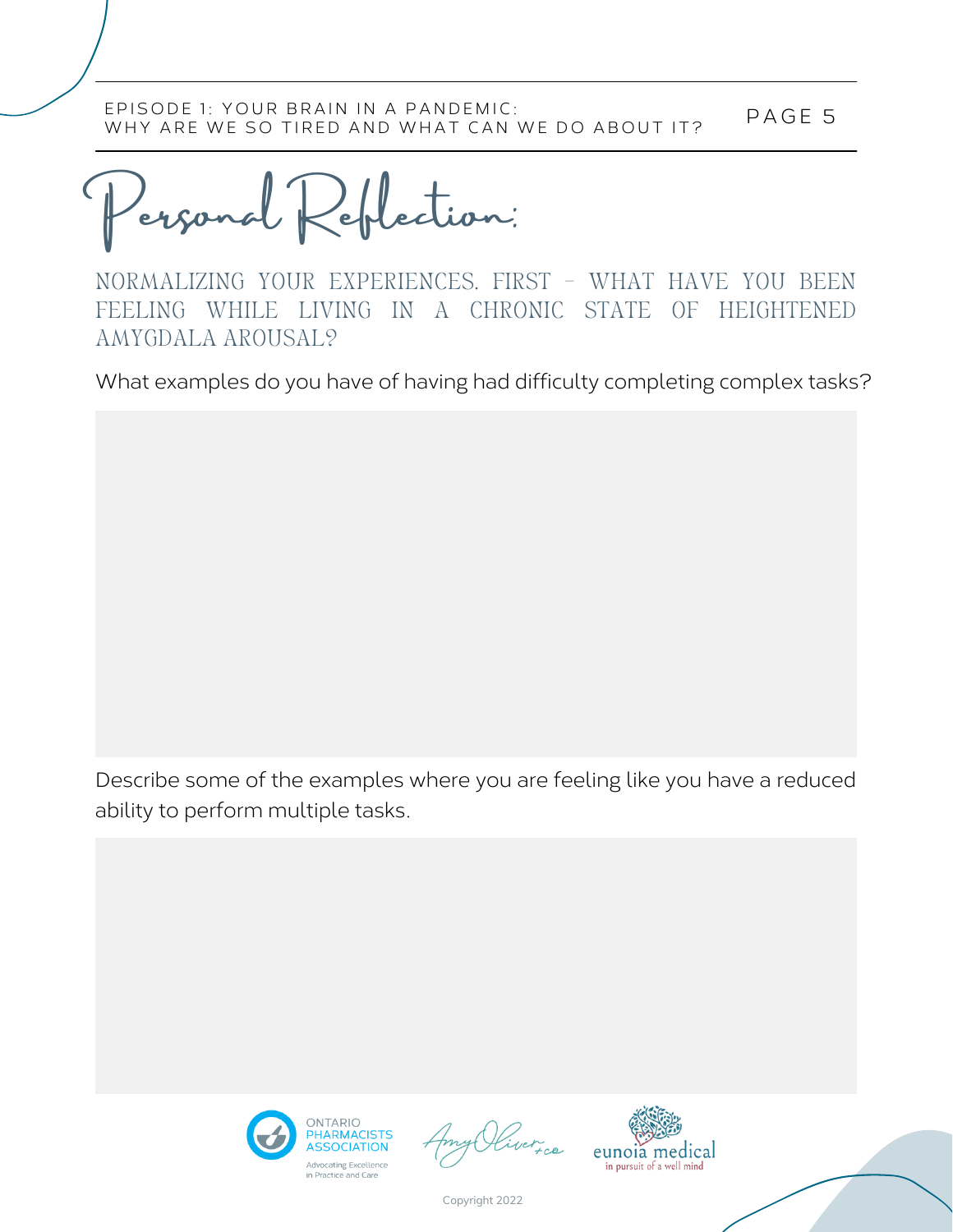# Personal Reflection:

## NORMALIZING YOUR EXPERIENCES. FIRST – WHAT HAVE YOU BEEN FEELING WHILE LIVING IN A CHRONIC STATE OF HEIGHTENED AMYGDALA AROUSAL?

What examples do you have of having had difficulty completing complex tasks?

Describe some of the examples where you are feeling like you have a reduced ability to perform multiple tasks.

Copyright 2022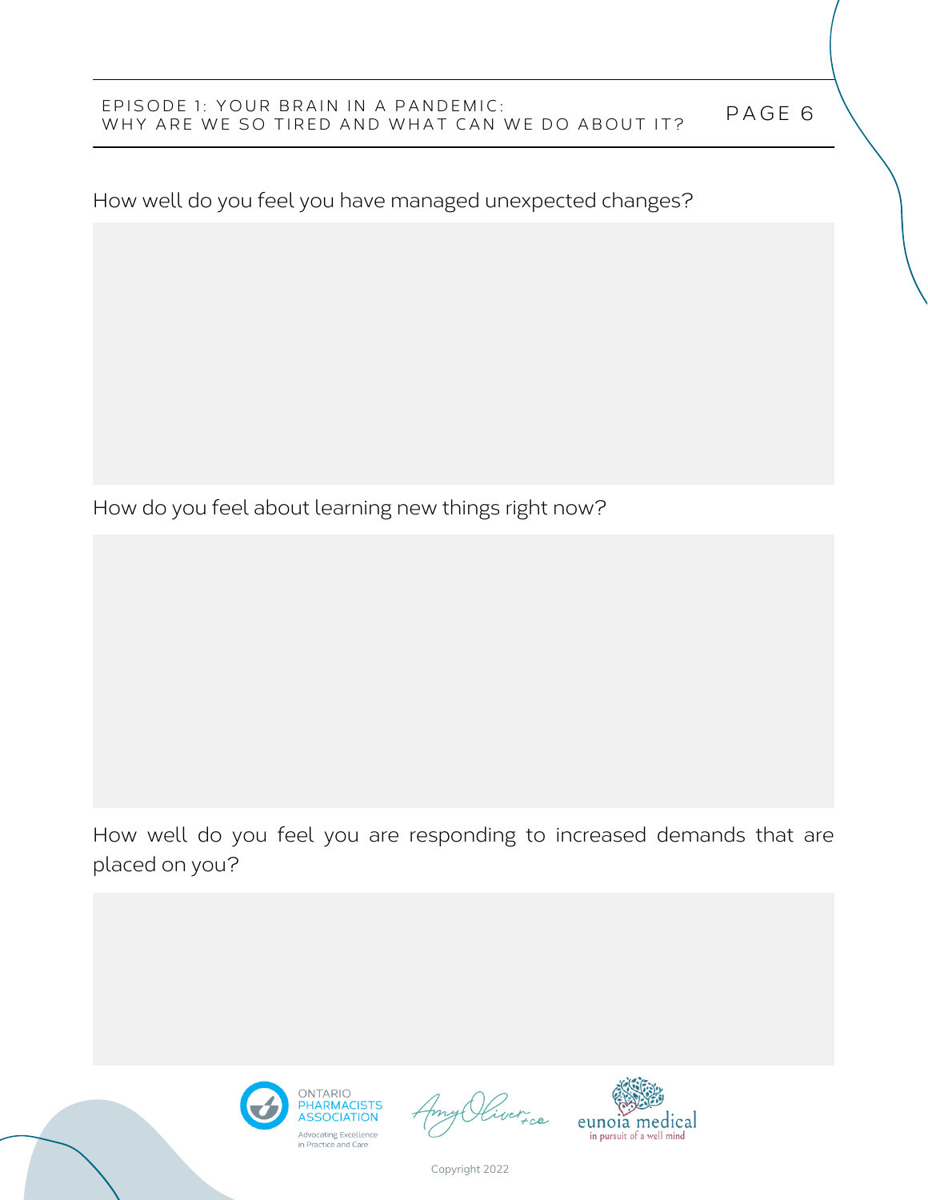How well do you feel you have managed unexpected changes?

How do you feel about learning new things right now?

How well do you feel you are responding to increased demands that are placed on you?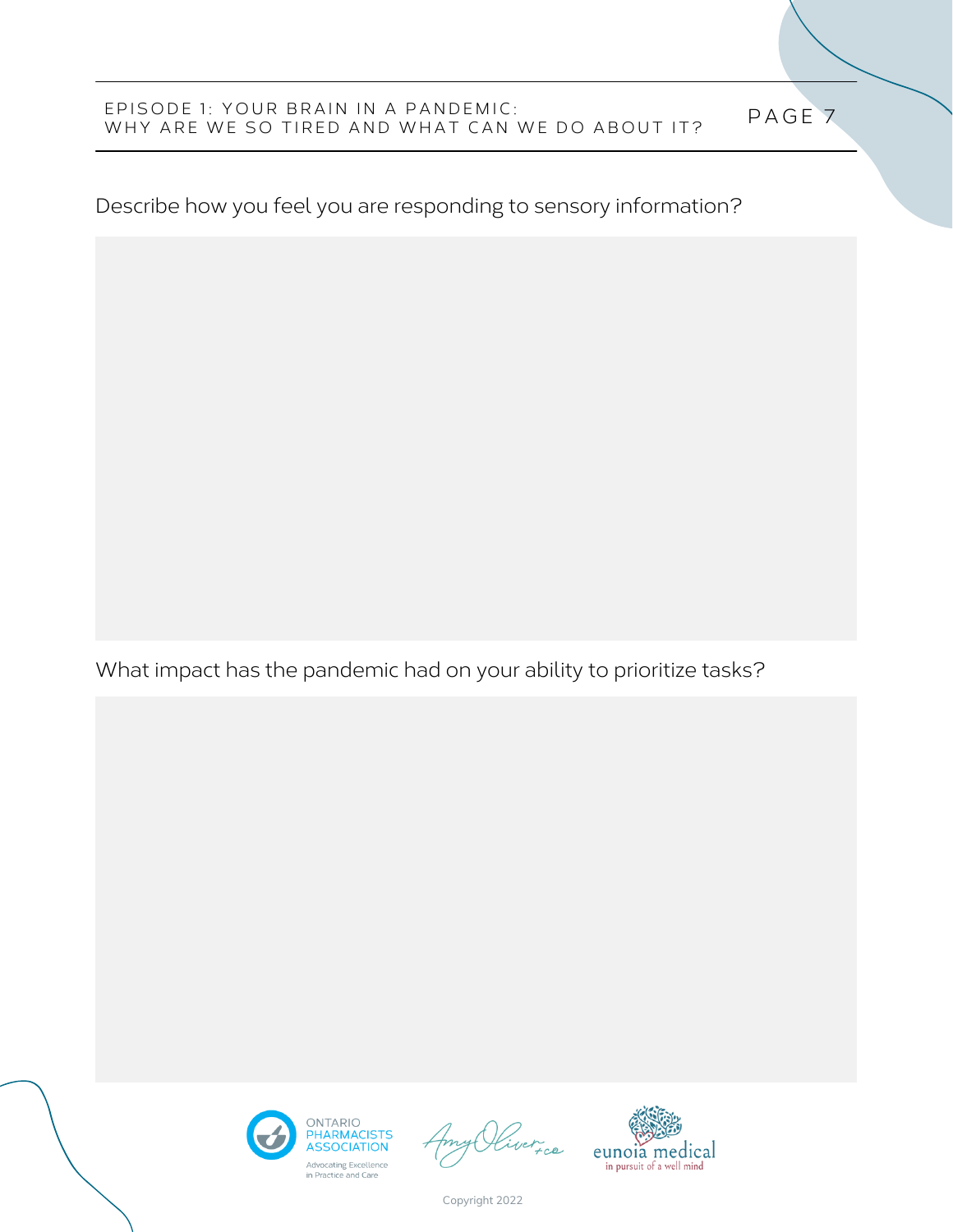Describe how you feel you are responding to sensory information?

What impact has the pandemic had on your ability to prioritize tasks?

Copyright 2022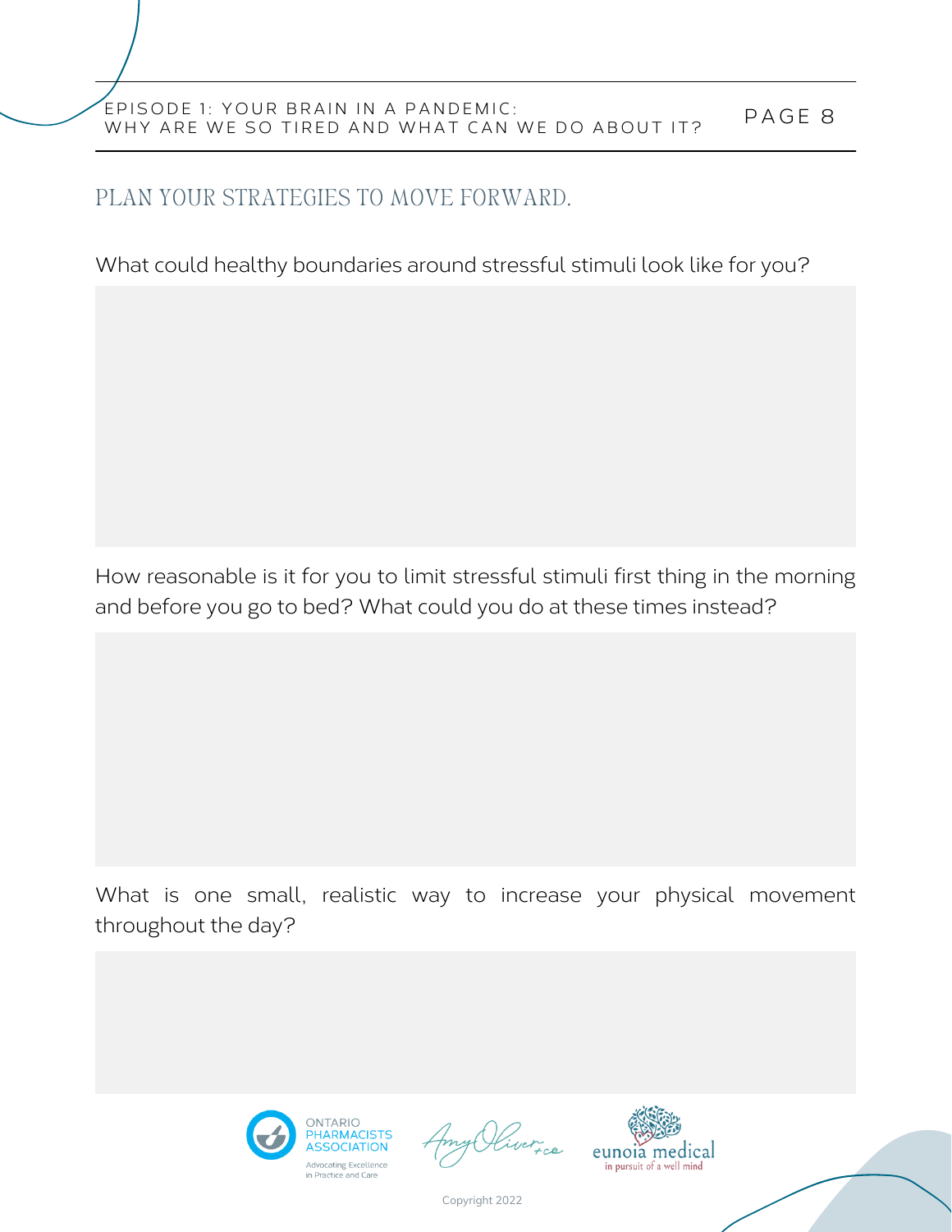## PLAN YOUR STRATEGIES TO MOVE FORWARD.

What could healthy boundaries around stressful stimuli look like for you?

How reasonable is it for you to limit stressful stimuli first thing in the morning and before you go to bed? What could you do at these times instead?

What is one small, realistic way to increase your physical movement throughout the day?

Copyright 2022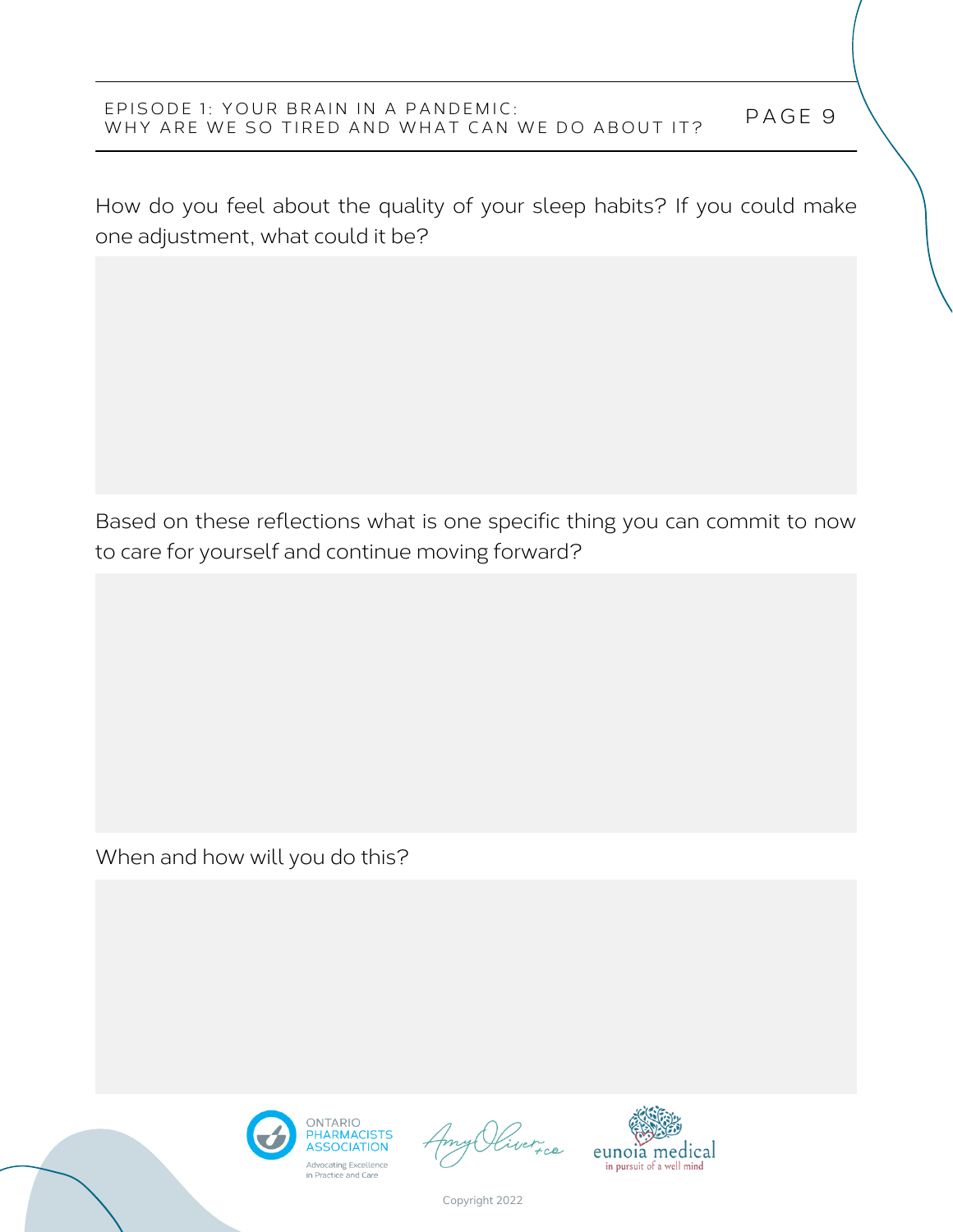How do you feel about the quality of your sleep habits? If you could make one adjustment, what could it be?

Based on these reflections what is one specific thing you can commit to now to care for yourself and continue moving forward?

When and how will you do this?

ONTARIO PHARMACISTS ASSOCIATION
Advocating Excellence in Practice and Care

Amy Oliver + co

eunoia medical
in pursuit of a well mind

Copyright 2022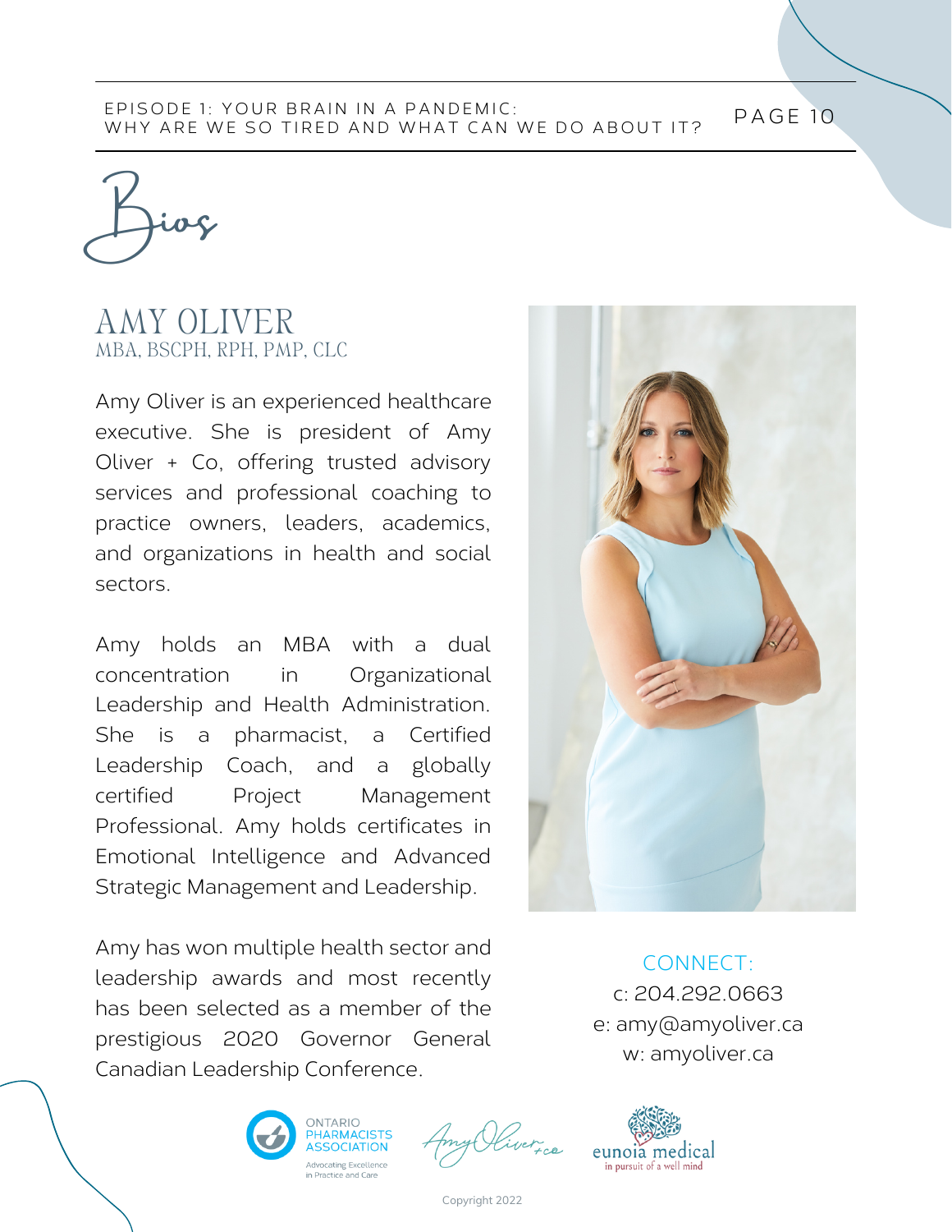# Bios

## AMY OLIVER

MBA, BSCPH, RPH, PMP, CLC

Amy Oliver is an experienced healthcare executive. She is president of Amy Oliver + Co, offering trusted advisory services and professional coaching to practice owners, leaders, academics, and organizations in health and social sectors.

Amy holds an MBA with a dual concentration in Organizational Leadership and Health Administration. She is a pharmacist, a Certified Leadership Coach, and a globally certified Project Management Professional. Amy holds certificates in Emotional Intelligence and Advanced Strategic Management and Leadership.

Amy has won multiple health sector and leadership awards and most recently has been selected as a member of the prestigious 2020 Governor General Canadian Leadership Conference.

CONNECT:
c: 204.292.0663
e: amy@amyoliver.ca
w: amyoliver.ca

Ontario Pharmacists Association — Advocating Excellence in Practice and Care

Amy Oliver + co

eunoia medical — in pursuit of a well mind

Copyright 2022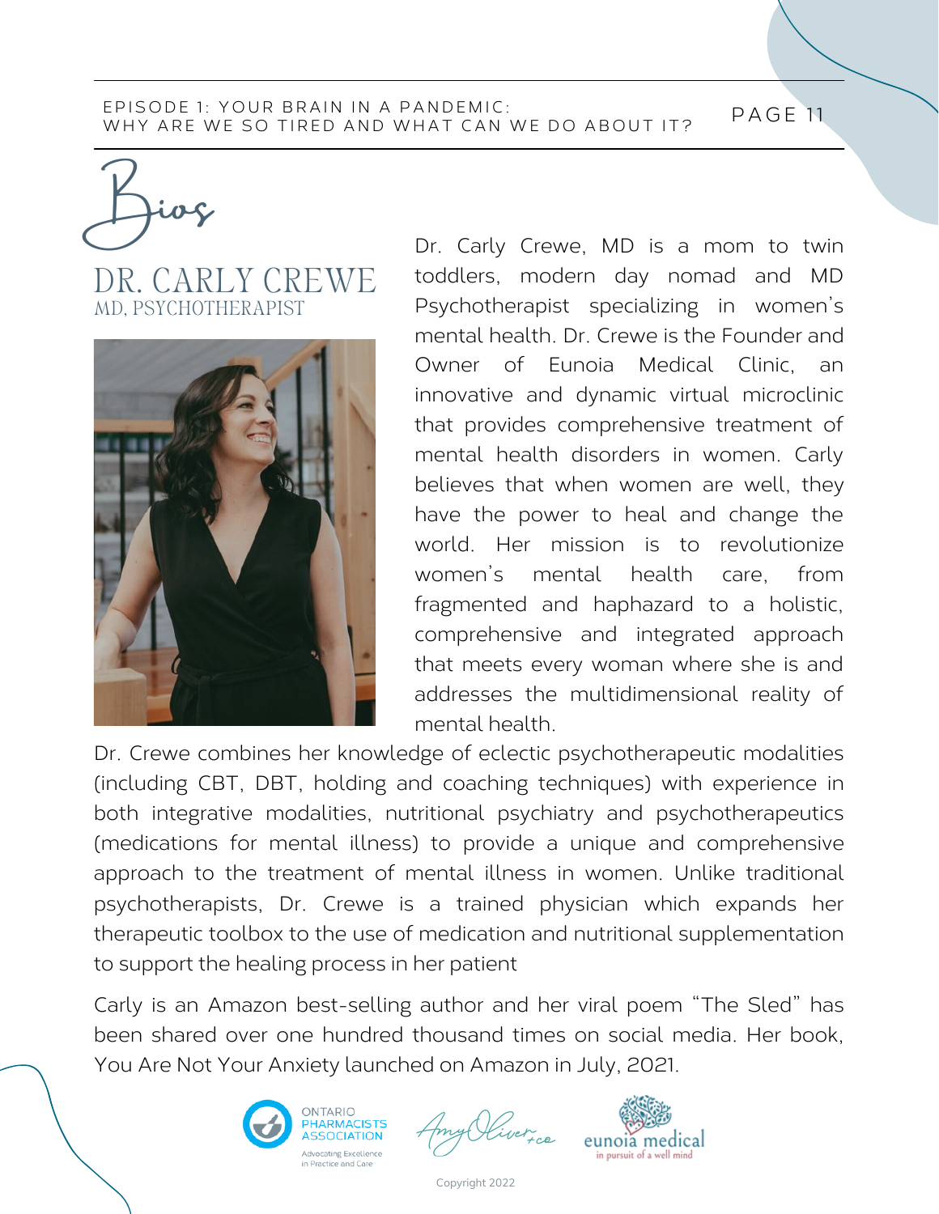# Bios

## DR. CARLY CREWE

MD, PSYCHOTHERAPIST

Dr. Carly Crewe, MD is a mom to twin toddlers, modern day nomad and MD Psychotherapist specializing in women's mental health. Dr. Crewe is the Founder and Owner of Eunoia Medical Clinic, an innovative and dynamic virtual microclinic that provides comprehensive treatment of mental health disorders in women. Carly believes that when women are well, they have the power to heal and change the world. Her mission is to revolutionize women's mental health care, from fragmented and haphazard to a holistic, comprehensive and integrated approach that meets every woman where she is and addresses the multidimensional reality of mental health.

Dr. Crewe combines her knowledge of eclectic psychotherapeutic modalities (including CBT, DBT, holding and coaching techniques) with experience in both integrative modalities, nutritional psychiatry and psychotherapeutics (medications for mental illness) to provide a unique and comprehensive approach to the treatment of mental illness in women. Unlike traditional psychotherapists, Dr. Crewe is a trained physician which expands her therapeutic toolbox to the use of medication and nutritional supplementation to support the healing process in her patient

Carly is an Amazon best-selling author and her viral poem "The Sled" has been shared over one hundred thousand times on social media. Her book, You Are Not Your Anxiety launched on Amazon in July, 2021.

ONTARIO PHARMACISTS ASSOCIATION — Advocating Excellence in Practice and Care

Amy Oliver + co

eunoia medical — in pursuit of a well mind

Copyright 2022